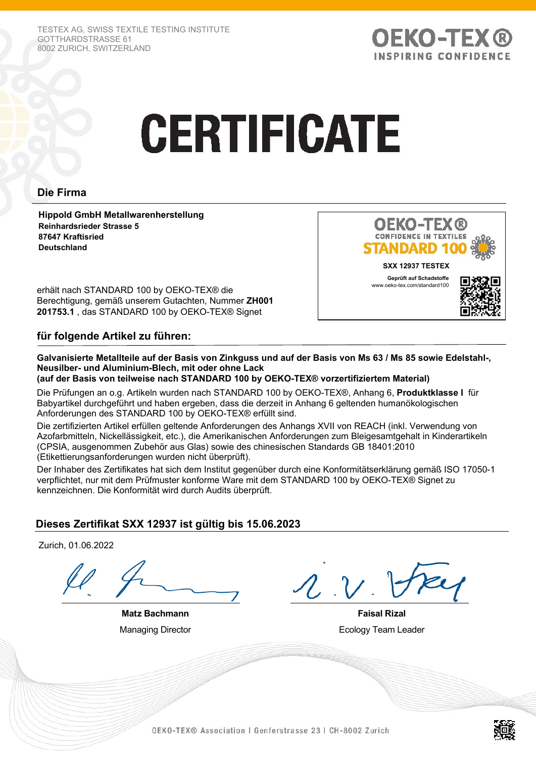TESTEX AG, SWISS TEXTILE TESTING INSTITUTE
GOTTHARDSTRASSE 61
8002 ZURICH, SWITZERLAND

OEKO-TEX®
INSPIRING CONFIDENCE

# CERTIFICATE

## Die Firma

**Hippold GmbH Metallwarenherstellung**
**Reinhardsrieder Strasse 5**
**87647 Kraftisried**
**Deutschland**

OEKO-TEX®
CONFIDENCE IN TEXTILES
STANDARD 100

**SXX 12937 TESTEX**

**Geprüft auf Schadstoffe**
www.oeko-tex.com/standard100

erhält nach STANDARD 100 by OEKO-TEX® die Berechtigung, gemäß unserem Gutachten, Nummer **ZH001 201753.1** , das STANDARD 100 by OEKO-TEX® Signet

## für folgende Artikel zu führen:

**Galvanisierte Metallteile auf der Basis von Zinkguss und auf der Basis von Ms 63 / Ms 85 sowie Edelstahl-, Neusilber- und Aluminium-Blech, mit oder ohne Lack**
**(auf der Basis von teilweise nach STANDARD 100 by OEKO-TEX® vorzertifiziertem Material)**

Die Prüfungen an o.g. Artikeln wurden nach STANDARD 100 by OEKO-TEX®, Anhang 6, **Produktklasse I** für Babyartikel durchgeführt und haben ergeben, dass die derzeit in Anhang 6 geltenden humanökologischen Anforderungen des STANDARD 100 by OEKO-TEX® erfüllt sind.

Die zertifizierten Artikel erfüllen geltende Anforderungen des Anhangs XVII von REACH (inkl. Verwendung von Azofarbmitteln, Nickellässigkeit, etc.), die Amerikanischen Anforderungen zum Bleigesamtgehalt in Kinderartikeln (CPSIA, ausgenommen Zubehör aus Glas) sowie des chinesischen Standards GB 18401:2010 (Etikettierungsanforderungen wurden nicht überprüft).

Der Inhaber des Zertifikates hat sich dem Institut gegenüber durch eine Konformitätserklärung gemäß ISO 17050-1 verpflichtet, nur mit dem Prüfmuster konforme Ware mit dem STANDARD 100 by OEKO-TEX® Signet zu kennzeichnen. Die Konformität wird durch Audits überprüft.

## Dieses Zertifikat SXX 12937 ist gültig bis 15.06.2023

Zurich, 01.06.2022

| **Matz Bachmann** | **Faisal Rizal** |
|---|---|
| Managing Director | Ecology Team Leader |

OEKO-TEX® Association | Genferstrasse 23 | CH-8002 Zurich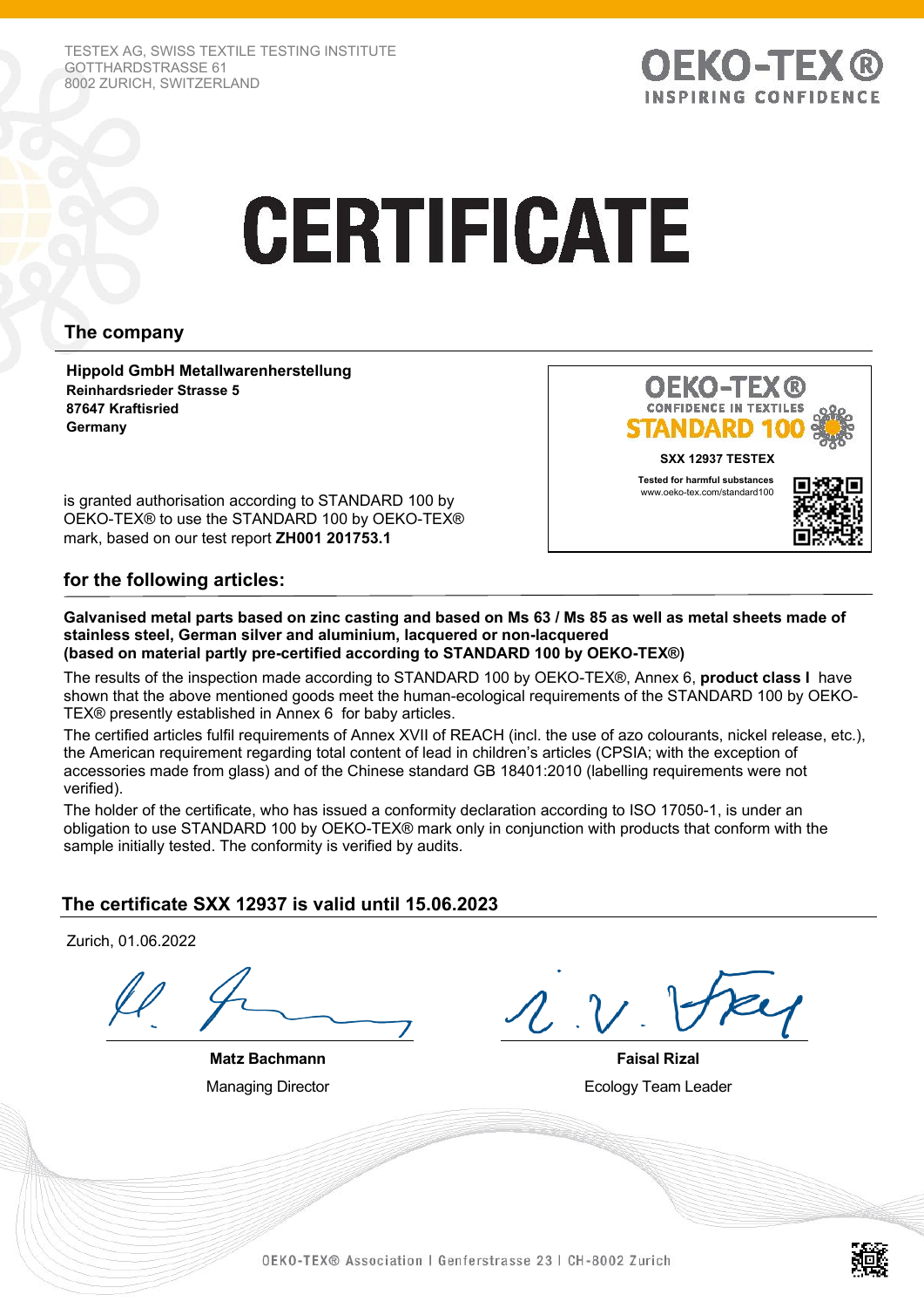TESTEX AG, SWISS TEXTILE TESTING INSTITUTE
GOTTHARDSTRASSE 61
8002 ZURICH, SWITZERLAND

OEKO-TEX®
INSPIRING CONFIDENCE

# CERTIFICATE

## The company

**Hippold GmbH Metallwarenherstellung**
**Reinhardsrieder Strasse 5**
**87647 Kraftisried**
**Germany**

is granted authorisation according to STANDARD 100 by OEKO-TEX® to use the STANDARD 100 by OEKO-TEX® mark, based on our test report **ZH001 201753.1**

OEKO-TEX®
CONFIDENCE IN TEXTILES
STANDARD 100
**SXX 12937 TESTEX**
**Tested for harmful substances**
www.oeko-tex.com/standard100

## for the following articles:

**Galvanised metal parts based on zinc casting and based on Ms 63 / Ms 85 as well as metal sheets made of stainless steel, German silver and aluminium, lacquered or non-lacquered**
**(based on material partly pre-certified according to STANDARD 100 by OEKO-TEX®)**

The results of the inspection made according to STANDARD 100 by OEKO-TEX®, Annex 6, **product class I** have shown that the above mentioned goods meet the human-ecological requirements of the STANDARD 100 by OEKO-TEX® presently established in Annex 6 for baby articles.

The certified articles fulfil requirements of Annex XVII of REACH (incl. the use of azo colourants, nickel release, etc.), the American requirement regarding total content of lead in children's articles (CPSIA; with the exception of accessories made from glass) and of the Chinese standard GB 18401:2010 (labelling requirements were not verified).

The holder of the certificate, who has issued a conformity declaration according to ISO 17050-1, is under an obligation to use STANDARD 100 by OEKO-TEX® mark only in conjunction with products that conform with the sample initially tested. The conformity is verified by audits.

## The certificate SXX 12937 is valid until 15.06.2023

Zurich, 01.06.2022

| | |
|---|---|
| **Matz Bachmann** | **Faisal Rizal** |
| Managing Director | Ecology Team Leader |

OEKO-TEX® Association | Genferstrasse 23 | CH-8002 Zurich